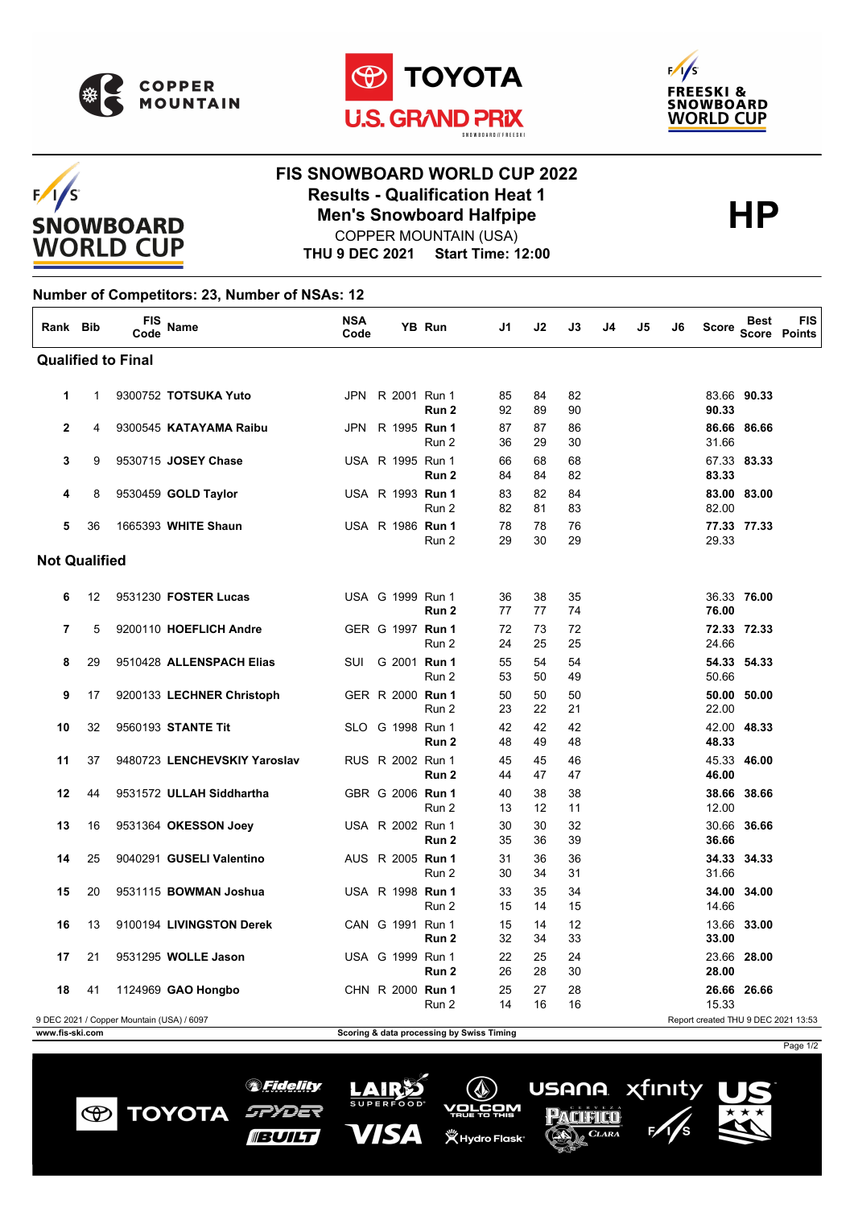# FIS SNOWBOARD WORLD CUP 2022

## Results - Qualification Heat 1

## Men's Snowboard Halfpipe

**HP**

COPPER MOUNTAIN (USA)

**THU 9 DEC 2021 Start Time: 12:00**

**Number of Competitors: 23, Number of NSAs: 12**

| Rank | Bib | FIS Code | Name | NSA Code | | YB | Run | J1 | J2 | J3 | J4 | J5 | J6 | Score | Best Score | FIS Points |
|---|---|---|---|---|---|---|---|---|---|---|---|---|---|---|---|---|
| **Qualified to Final** | | | | | | | | | | | | | | | | |
| 1 | 1 | 9300752 | **TOTSUKA Yuto** | JPN | R | 2001 | Run 1 | 85 | 84 | 82 | | | | 83.66 | **90.33** | |
| | | | | | | | **Run 2** | 92 | 89 | 90 | | | | **90.33** | | |
| 2 | 4 | 9300545 | **KATAYAMA Raibu** | JPN | R | 1995 | **Run 1** | 87 | 87 | 86 | | | | **86.66** | **86.66** | |
| | | | | | | | Run 2 | 36 | 29 | 30 | | | | 31.66 | | |
| 3 | 9 | 9530715 | **JOSEY Chase** | USA | R | 1995 | Run 1 | 66 | 68 | 68 | | | | 67.33 | **83.33** | |
| | | | | | | | **Run 2** | 84 | 84 | 82 | | | | **83.33** | | |
| 4 | 8 | 9530459 | **GOLD Taylor** | USA | R | 1993 | **Run 1** | 83 | 82 | 84 | | | | **83.00** | **83.00** | |
| | | | | | | | Run 2 | 82 | 81 | 83 | | | | 82.00 | | |
| 5 | 36 | 1665393 | **WHITE Shaun** | USA | R | 1986 | **Run 1** | 78 | 78 | 76 | | | | **77.33** | **77.33** | |
| | | | | | | | Run 2 | 29 | 30 | 29 | | | | 29.33 | | |
| **Not Qualified** | | | | | | | | | | | | | | | | |
| 6 | 12 | 9531230 | **FOSTER Lucas** | USA | G | 1999 | Run 1 | 36 | 38 | 35 | | | | 36.33 | **76.00** | |
| | | | | | | | **Run 2** | 77 | 77 | 74 | | | | **76.00** | | |
| 7 | 5 | 9200110 | **HOEFLICH Andre** | GER | G | 1997 | **Run 1** | 72 | 73 | 72 | | | | **72.33** | **72.33** | |
| | | | | | | | Run 2 | 24 | 25 | 25 | | | | 24.66 | | |
| 8 | 29 | 9510428 | **ALLENSPACH Elias** | SUI | G | 2001 | **Run 1** | 55 | 54 | 54 | | | | **54.33** | **54.33** | |
| | | | | | | | Run 2 | 53 | 50 | 49 | | | | 50.66 | | |
| 9 | 17 | 9200133 | **LECHNER Christoph** | GER | R | 2000 | **Run 1** | 50 | 50 | 50 | | | | **50.00** | **50.00** | |
| | | | | | | | Run 2 | 23 | 22 | 21 | | | | 22.00 | | |
| 10 | 32 | 9560193 | **STANTE Tit** | SLO | G | 1998 | Run 1 | 42 | 42 | 42 | | | | 42.00 | **48.33** | |
| | | | | | | | **Run 2** | 48 | 49 | 48 | | | | **48.33** | | |
| 11 | 37 | 9480723 | **LENCHEVSKIY Yaroslav** | RUS | R | 2002 | Run 1 | 45 | 45 | 46 | | | | 45.33 | **46.00** | |
| | | | | | | | **Run 2** | 44 | 47 | 47 | | | | **46.00** | | |
| 12 | 44 | 9531572 | **ULLAH Siddhartha** | GBR | G | 2006 | **Run 1** | 40 | 38 | 38 | | | | **38.66** | **38.66** | |
| | | | | | | | Run 2 | 13 | 12 | 11 | | | | 12.00 | | |
| 13 | 16 | 9531364 | **OKESSON Joey** | USA | R | 2002 | Run 1 | 30 | 30 | 32 | | | | 30.66 | **36.66** | |
| | | | | | | | **Run 2** | 35 | 36 | 39 | | | | **36.66** | | |
| 14 | 25 | 9040291 | **GUSELI Valentino** | AUS | R | 2005 | **Run 1** | 31 | 36 | 36 | | | | **34.33** | **34.33** | |
| | | | | | | | Run 2 | 30 | 34 | 31 | | | | 31.66 | | |
| 15 | 20 | 9531115 | **BOWMAN Joshua** | USA | R | 1998 | **Run 1** | 33 | 35 | 34 | | | | **34.00** | **34.00** | |
| | | | | | | | Run 2 | 15 | 14 | 15 | | | | 14.66 | | |
| 16 | 13 | 9100194 | **LIVINGSTON Derek** | CAN | G | 1991 | Run 1 | 15 | 14 | 12 | | | | 13.66 | **33.00** | |
| | | | | | | | **Run 2** | 32 | 34 | 33 | | | | **33.00** | | |
| 17 | 21 | 9531295 | **WOLLE Jason** | USA | G | 1999 | Run 1 | 22 | 25 | 24 | | | | 23.66 | **28.00** | |
| | | | | | | | **Run 2** | 26 | 28 | 30 | | | | **28.00** | | |
| 18 | 41 | 1124969 | **GAO Hongbo** | CHN | R | 2000 | **Run 1** | 25 | 27 | 28 | | | | **26.66** | **26.66** | |
| | | | | | | | Run 2 | 14 | 16 | 16 | | | | 15.33 | | |

9 DEC 2021 / Copper Mountain (USA) / 6097

Report created THU 9 DEC 2021 13:53

www.fis-ski.com

Scoring & data processing by Swiss Timing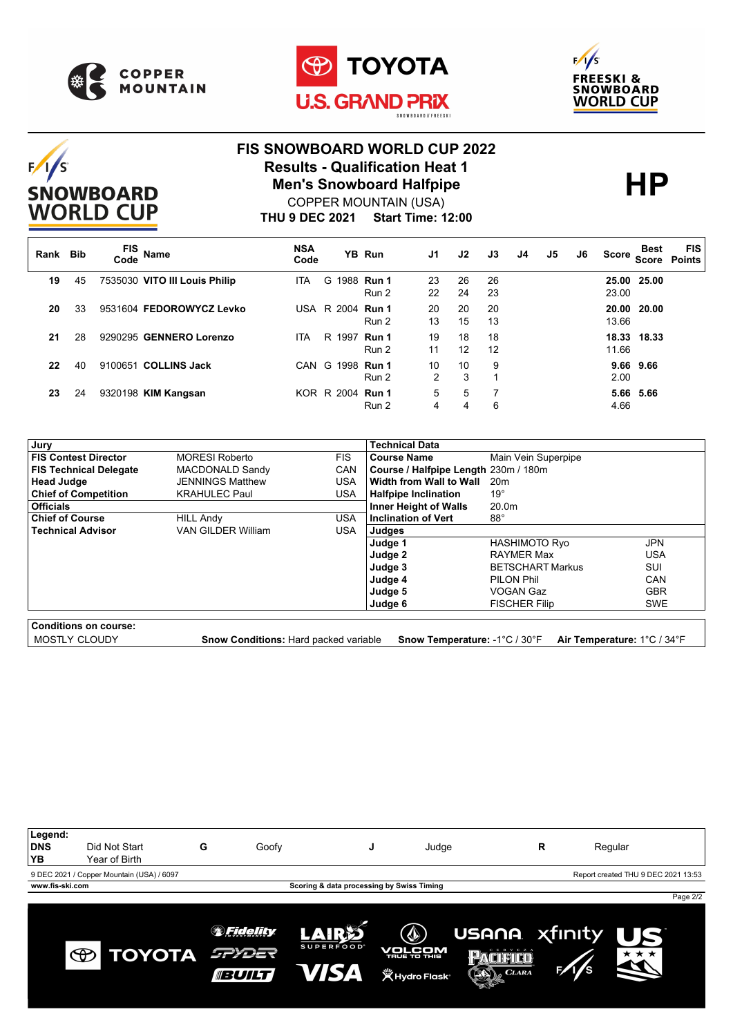# FIS SNOWBOARD WORLD CUP 2022

## Results - Qualification Heat 1

## Men's Snowboard Halfpipe

**HP**

COPPER MOUNTAIN (USA)

**THU 9 DEC 2021 Start Time: 12:00**

| Rank | Bib | FIS Code | Name | NSA Code | | YB | Run | J1 | J2 | J3 | J4 | J5 | J6 | Score | Best Score | FIS Points |
|---|---|---|---|---|---|---|---|---|---|---|---|---|---|---|---|---|
| **19** | 45 | 7535030 | **VITO III Louis Philip** | ITA | G | 1988 | **Run 1** | 23 | 26 | 26 | | | | **25.00** | **25.00** | |
| | | | | | | | Run 2 | 22 | 24 | 23 | | | | 23.00 | | |
| **20** | 33 | 9531604 | **FEDOROWYCZ Levko** | USA | R | 2004 | **Run 1** | 20 | 20 | 20 | | | | **20.00** | **20.00** | |
| | | | | | | | Run 2 | 13 | 15 | 13 | | | | 13.66 | | |
| **21** | 28 | 9290295 | **GENNERO Lorenzo** | ITA | R | 1997 | **Run 1** | 19 | 18 | 18 | | | | **18.33** | **18.33** | |
| | | | | | | | Run 2 | 11 | 12 | 12 | | | | 11.66 | | |
| **22** | 40 | 9100651 | **COLLINS Jack** | CAN | G | 1998 | **Run 1** | 10 | 10 | 9 | | | | **9.66** | **9.66** | |
| | | | | | | | Run 2 | 2 | 3 | 1 | | | | 2.00 | | |
| **23** | 24 | 9320198 | **KIM Kangsan** | KOR | R | 2004 | **Run 1** | 5 | 5 | 7 | | | | **5.66** | **5.66** | |
| | | | | | | | Run 2 | 4 | 4 | 6 | | | | 4.66 | | |

| Jury | | |
|---|---|---|
| **FIS Contest Director** | MORESI Roberto | FIS |
| **FIS Technical Delegate** | MACDONALD Sandy | CAN |
| **Head Judge** | JENNINGS Matthew | USA |
| **Chief of Competition** | KRAHULEC Paul | USA |
| **Officials** | | |
| **Chief of Course** | HILL Andy | USA |
| **Technical Advisor** | VAN GILDER William | USA |

| Technical Data | |
|---|---|
| **Course Name** | Main Vein Superpipe |
| **Course / Halfpipe Length** | 230m / 180m |
| **Width from Wall to Wall** | 20m |
| **Halfpipe Inclination** | 19° |
| **Inner Height of Walls** | 20.0m |
| **Inclination of Vert** | 88° |

| Judges | | |
|---|---|---|
| **Judge 1** | HASHIMOTO Ryo | JPN |
| **Judge 2** | RAYMER Max | USA |
| **Judge 3** | BETSCHART Markus | SUI |
| **Judge 4** | PILON Phil | CAN |
| **Judge 5** | VOGAN Gaz | GBR |
| **Judge 6** | FISCHER Filip | SWE |

**Conditions on course:**

MOSTLY CLOUDY | **Snow Conditions:** Hard packed variable | **Snow Temperature:** -1°C / 30°F | **Air Temperature:** 1°C / 34°F

**Legend:**

| | | | | | | | |
|---|---|---|---|---|---|---|---|
| **DNS** | Did Not Start | **G** | Goofy | **J** | Judge | **R** | Regular |
| **YB** | Year of Birth | | | | | | |

9 DEC 2021 / Copper Mountain (USA) / 6097 — Report created THU 9 DEC 2021 13:53

www.fis-ski.com — Scoring & data processing by Swiss Timing